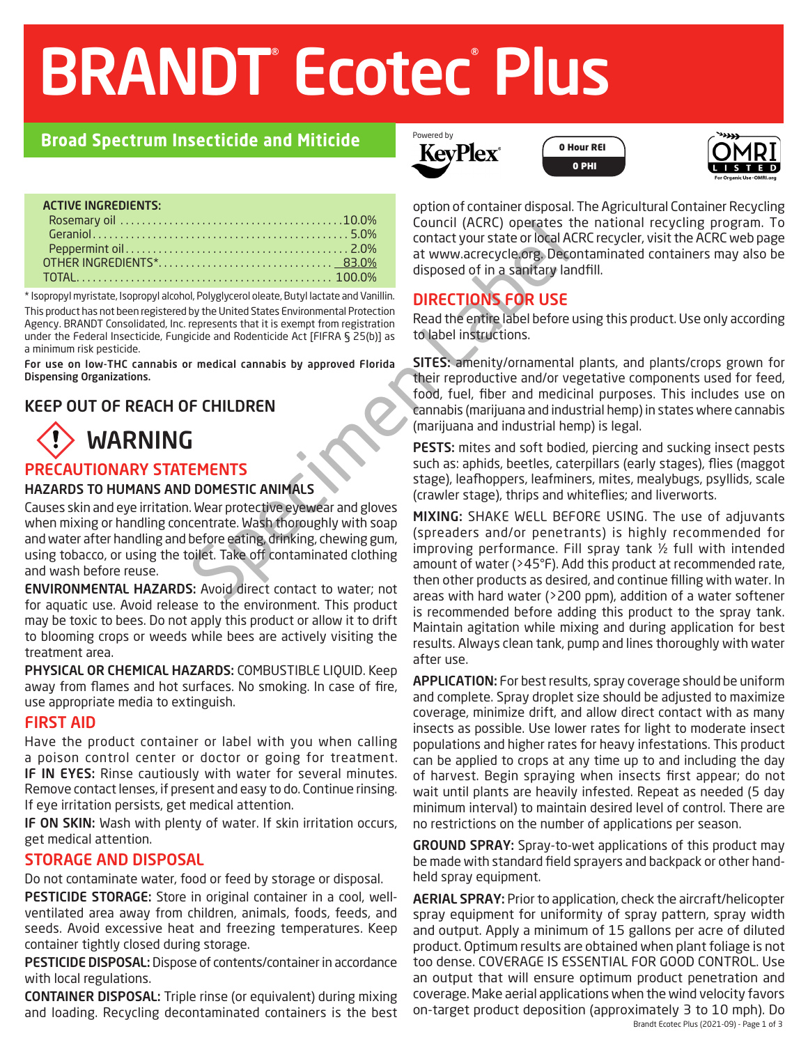# BRANDT® Ecotec® Plus

## Broad Spectrum Insecticide and Miticide

Powered by KeyPlex®

0 Hour REI
0 PHI

OMRI LISTED For Organic Use · OMRI.org

**ACTIVE INGREDIENTS:**

| | |
|---|---|
| Rosemary oil | 10.0% |
| Geraniol | 5.0% |
| Peppermint oil | 2.0% |
| OTHER INGREDIENTS* | 83.0% |
| TOTAL | 100.0% |

\* Isopropyl myristate, Isopropyl alcohol, Polyglycerol oleate, Butyl lactate and Vanillin.

This product has not been registered by the United States Environmental Protection Agency. BRANDT Consolidated, Inc. represents that it is exempt from registration under the Federal Insecticide, Fungicide and Rodenticide Act [FIFRA § 25(b)] as a minimum risk pesticide.

**For use on low-THC cannabis or medical cannabis by approved Florida Dispensing Organizations.**

## KEEP OUT OF REACH OF CHILDREN

## WARNING

## PRECAUTIONARY STATEMENTS

### HAZARDS TO HUMANS AND DOMESTIC ANIMALS

Causes skin and eye irritation. Wear protective eyewear and gloves when mixing or handling concentrate. Wash thoroughly with soap and water after handling and before eating, drinking, chewing gum, using tobacco, or using the toilet. Take off contaminated clothing and wash before reuse.

**ENVIRONMENTAL HAZARDS:** Avoid direct contact to water; not for aquatic use. Avoid release to the environment. This product may be toxic to bees. Do not apply this product or allow it to drift to blooming crops or weeds while bees are actively visiting the treatment area.

**PHYSICAL OR CHEMICAL HAZARDS:** COMBUSTIBLE LIQUID. Keep away from flames and hot surfaces. No smoking. In case of fire, use appropriate media to extinguish.

## FIRST AID

Have the product container or label with you when calling a poison control center or doctor or going for treatment.

**IF IN EYES:** Rinse cautiously with water for several minutes. Remove contact lenses, if present and easy to do. Continue rinsing. If eye irritation persists, get medical attention.

**IF ON SKIN:** Wash with plenty of water. If skin irritation occurs, get medical attention.

## STORAGE AND DISPOSAL

Do not contaminate water, food or feed by storage or disposal.

**PESTICIDE STORAGE:** Store in original container in a cool, well-ventilated area away from children, animals, foods, feeds, and seeds. Avoid excessive heat and freezing temperatures. Keep container tightly closed during storage.

**PESTICIDE DISPOSAL:** Dispose of contents/container in accordance with local regulations.

**CONTAINER DISPOSAL:** Triple rinse (or equivalent) during mixing and loading. Recycling decontaminated containers is the best option of container disposal. The Agricultural Container Recycling Council (ACRC) operates the national recycling program. To contact your state or local ACRC recycler, visit the ACRC web page at www.acrecycle.org. Decontaminated containers may also be disposed of in a sanitary landfill.

## DIRECTIONS FOR USE

Read the entire label before using this product. Use only according to label instructions.

**SITES:** amenity/ornamental plants, and plants/crops grown for their reproductive and/or vegetative components used for feed, food, fuel, fiber and medicinal purposes. This includes use on cannabis (marijuana and industrial hemp) in states where cannabis (marijuana and industrial hemp) is legal.

**PESTS:** mites and soft bodied, piercing and sucking insect pests such as: aphids, beetles, caterpillars (early stages), flies (maggot stage), leafhoppers, leafminers, mites, mealybugs, psyllids, scale (crawler stage), thrips and whiteflies; and liverworts.

**MIXING:** SHAKE WELL BEFORE USING. The use of adjuvants (spreaders and/or penetrants) is highly recommended for improving performance. Fill spray tank ½ full with intended amount of water (>45°F). Add this product at recommended rate, then other products as desired, and continue filling with water. In areas with hard water (>200 ppm), addition of a water softener is recommended before adding this product to the spray tank. Maintain agitation while mixing and during application for best results. Always clean tank, pump and lines thoroughly with water after use.

**APPLICATION:** For best results, spray coverage should be uniform and complete. Spray droplet size should be adjusted to maximize coverage, minimize drift, and allow direct contact with as many insects as possible. Use lower rates for light to moderate insect populations and higher rates for heavy infestations. This product can be applied to crops at any time up to and including the day of harvest. Begin spraying when insects first appear; do not wait until plants are heavily infested. Repeat as needed (5 day minimum interval) to maintain desired level of control. There are no restrictions on the number of applications per season.

**GROUND SPRAY:** Spray-to-wet applications of this product may be made with standard field sprayers and backpack or other hand-held spray equipment.

**AERIAL SPRAY:** Prior to application, check the aircraft/helicopter spray equipment for uniformity of spray pattern, spray width and output. Apply a minimum of 15 gallons per acre of diluted product. Optimum results are obtained when plant foliage is not too dense. COVERAGE IS ESSENTIAL FOR GOOD CONTROL. Use an output that will ensure optimum product penetration and coverage. Make aerial applications when the wind velocity favors on-target product deposition (approximately 3 to 10 mph). Do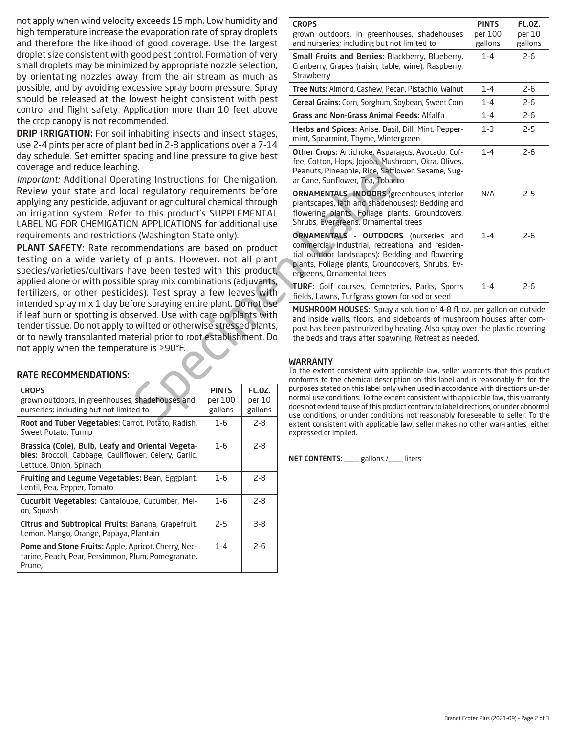not apply when wind velocity exceeds 15 mph. Low humidity and high temperature increase the evaporation rate of spray droplets and therefore the likelihood of good coverage. Use the largest droplet size consistent with good pest control. Formation of very small droplets may be minimized by appropriate nozzle selection, by orientating nozzles away from the air stream as much as possible, and by avoiding excessive spray boom pressure. Spray should be released at the lowest height consistent with pest control and flight safety. Application more than 10 feet above the crop canopy is not recommended.

**DRIP IRRIGATION:** For soil inhabiting insects and insect stages, use 2-4 pints per acre of plant bed in 2-3 applications over a 7-14 day schedule. Set emitter spacing and line pressure to give best coverage and reduce leaching.

*Important:* Additional Operating Instructions for Chemigation. Review your state and local regulatory requirements before applying any pesticide, adjuvant or agricultural chemical through an irrigation system. Refer to this product's SUPPLEMENTAL LABELING FOR CHEMIGATION APPLICATIONS for additional use requirements and restrictions (Washington State only).

**PLANT SAFETY:** Rate recommendations are based on product testing on a wide variety of plants. However, not all plant species/varieties/cultivars have been tested with this product, applied alone or with possible spray mix combinations (adjuvants, fertilizers, or other pesticides). Test spray a few leaves with intended spray mix 1 day before spraying entire plant. Do not use if leaf burn or spotting is observed. Use with care on plants with tender tissue. Do not apply to wilted or otherwise stressed plants, or to newly transplanted material prior to root establishment. Do not apply when the temperature is >90°F.

## RATE RECOMMENDATIONS:

| **CROPS** grown outdoors, in greenhouses, shadehouses and nurseries; including but not limited to | **PINTS** per 100 gallons | **FL.OZ.** per 10 gallons |
|---|---|---|
| **Root and Tuber Vegetables:** Carrot, Potato, Radish, Sweet Potato, Turnip | 1-6 | 2-8 |
| **Brassica (Cole), Bulb, Leafy and Oriental Vegetables:** Broccoli, Cabbage, Cauliflower, Celery, Garlic, Lettuce, Onion, Spinach | 1-6 | 2-8 |
| **Fruiting and Legume Vegetables:** Bean, Eggplant, Lentil, Pea, Pepper, Tomato | 1-6 | 2-8 |
| **Cucurbit Vegetables:** Cantaloupe, Cucumber, Melon, Squash | 1-6 | 2-8 |
| **Citrus and Subtropical Fruits:** Banana, Grapefruit, Lemon, Mango, Orange, Papaya, Plantain | 2-5 | 3-8 |
| **Pome and Stone Fruits:** Apple, Apricot, Cherry, Nectarine, Peach, Pear, Persimmon, Plum, Pomegranate, Prune, | 1-4 | 2-6 |
| **Small Fruits and Berries:** Blackberry, Blueberry, Cranberry, Grapes (raisin, table, wine), Raspberry, Strawberry | 1-4 | 2-6 |
| **Tree Nuts:** Almond, Cashew, Pecan, Pistachio, Walnut | 1-4 | 2-6 |
| **Cereal Grains:** Corn, Sorghum, Soybean, Sweet Corn | 1-4 | 2-6 |
| **Grass and Non-Grass Animal Feeds:** Alfalfa | 1-4 | 2-6 |
| **Herbs and Spices:** Anise, Basil, Dill, Mint, Peppermint, Spearmint, Thyme, Wintergreen | 1-3 | 2-5 |
| **Other Crops:** Artichoke, Asparagus, Avocado, Coffee, Cotton, Hops, Jojoba, Mushroom, Okra, Olives, Peanuts, Pineapple, Rice, Safflower, Sesame, Sugar Cane, Sunflower, Tea, Tobacco | 1-4 | 2-6 |
| **ORNAMENTALS - INDOORS** (greenhouses, interior plantscapes, lath and shadehouses): Bedding and flowering plants, Foliage plants, Groundcovers, Shrubs, Evergreens, Ornamental trees | N/A | 2-5 |
| **ORNAMENTALS - OUTDOORS** (nurseries and commercial, industrial, recreational and residential outdoor landscapes): Bedding and flowering plants, Foliage plants, Groundcovers, Shrubs, Evergreens, Ornamental trees | 1-4 | 2-6 |
| **TURF:** Golf courses, Cemeteries, Parks, Sports fields, Lawns, Turfgrass grown for sod or seed | 1-4 | 2-6 |
| **MUSHROOM HOUSES:** Spray a solution of 4-8 fl. oz. per gallon on outside and inside walls, floors, and sideboards of mushroom houses after compost has been pasteurized by heating. Also spray over the plastic covering the beds and trays after spawning. Retreat as needed. | | |

**WARRANTY**

To the extent consistent with applicable law, seller warrants that this product conforms to the chemical description on this label and is reasonably fit for the purposes stated on this label only when used in accordance with directions under normal use conditions. To the extent consistent with applicable law, this warranty does not extend to use of this product contrary to label directions, or under abnormal use conditions, or under conditions not reasonably foreseeable to seller. To the extent consistent with applicable law, seller makes no other warranties, either expressed or implied.

**NET CONTENTS:** _____ gallons /_____ liters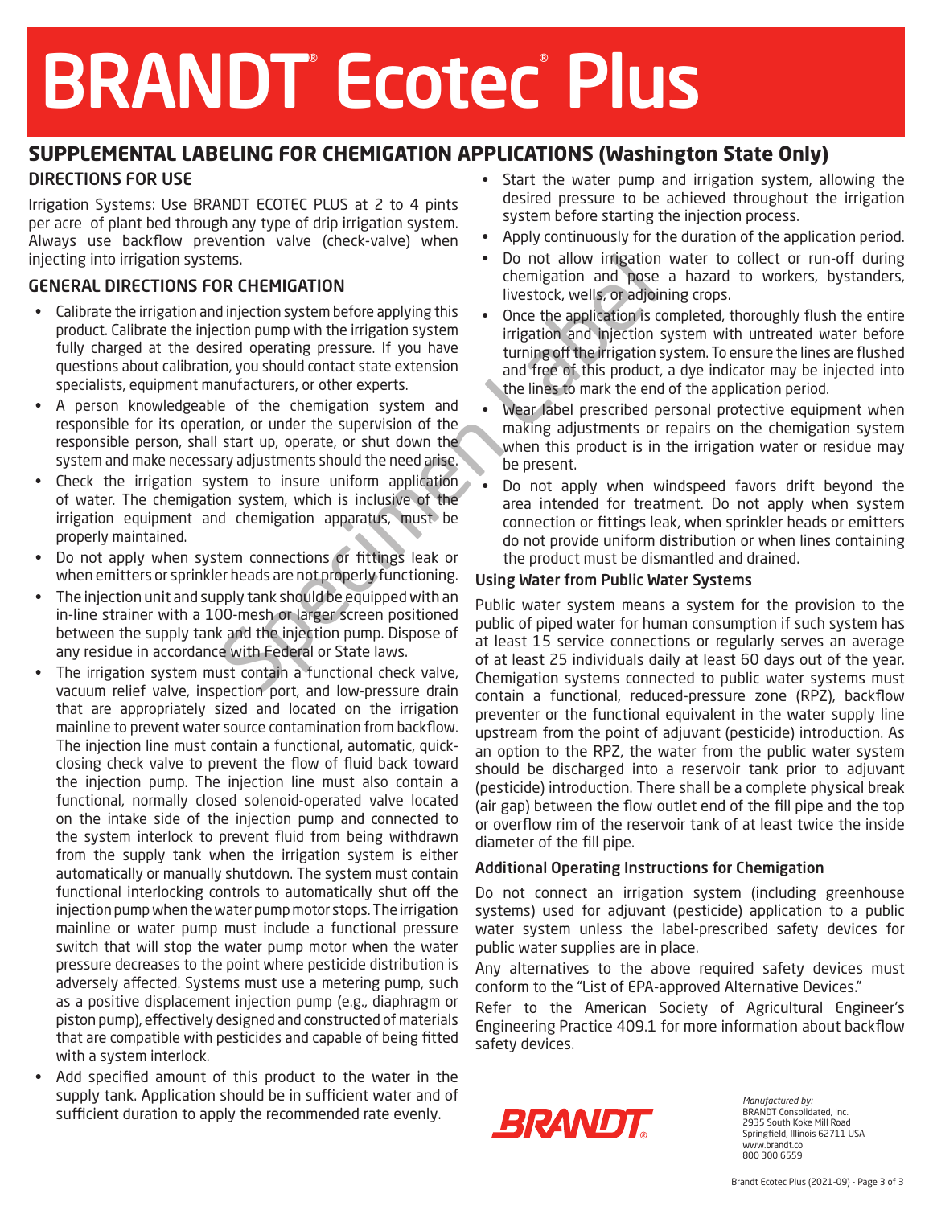# BRANDT® Ecotec® Plus

## SUPPLEMENTAL LABELING FOR CHEMIGATION APPLICATIONS (Washington State Only)

### DIRECTIONS FOR USE

Irrigation Systems: Use BRANDT ECOTEC PLUS at 2 to 4 pints per acre of plant bed through any type of drip irrigation system. Always use backflow prevention valve (check-valve) when injecting into irrigation systems.

### GENERAL DIRECTIONS FOR CHEMIGATION

- Calibrate the irrigation and injection system before applying this product. Calibrate the injection pump with the irrigation system fully charged at the desired operating pressure. If you have questions about calibration, you should contact state extension specialists, equipment manufacturers, or other experts.
- A person knowledgeable of the chemigation system and responsible for its operation, or under the supervision of the responsible person, shall start up, operate, or shut down the system and make necessary adjustments should the need arise.
- Check the irrigation system to insure uniform application of water. The chemigation system, which is inclusive of the irrigation equipment and chemigation apparatus, must be properly maintained.
- Do not apply when system connections or fittings leak or when emitters or sprinkler heads are not properly functioning.
- The injection unit and supply tank should be equipped with an in-line strainer with a 100-mesh or larger screen positioned between the supply tank and the injection pump. Dispose of any residue in accordance with Federal or State laws.
- The irrigation system must contain a functional check valve, vacuum relief valve, inspection port, and low-pressure drain that are appropriately sized and located on the irrigation mainline to prevent water source contamination from backflow. The injection line must contain a functional, automatic, quick-closing check valve to prevent the flow of fluid back toward the injection pump. The injection line must also contain a functional, normally closed solenoid-operated valve located on the intake side of the injection pump and connected to the system interlock to prevent fluid from being withdrawn from the supply tank when the irrigation system is either automatically or manually shutdown. The system must contain functional interlocking controls to automatically shut off the injection pump when the water pump motor stops. The irrigation mainline or water pump must include a functional pressure switch that will stop the water pump motor when the water pressure decreases to the point where pesticide distribution is adversely affected. Systems must use a metering pump, such as a positive displacement injection pump (e.g., diaphragm or piston pump), effectively designed and constructed of materials that are compatible with pesticides and capable of being fitted with a system interlock.
- Add specified amount of this product to the water in the supply tank. Application should be in sufficient water and of sufficient duration to apply the recommended rate evenly.
- Start the water pump and irrigation system, allowing the desired pressure to be achieved throughout the irrigation system before starting the injection process.
- Apply continuously for the duration of the application period.
- Do not allow irrigation water to collect or run-off during chemigation and pose a hazard to workers, bystanders, livestock, wells, or adjoining crops.
- Once the application is completed, thoroughly flush the entire irrigation and injection system with untreated water before turning off the irrigation system. To ensure the lines are flushed and free of this product, a dye indicator may be injected into the lines to mark the end of the application period.
- Wear label prescribed personal protective equipment when making adjustments or repairs on the chemigation system when this product is in the irrigation water or residue may be present.
- Do not apply when windspeed favors drift beyond the area intended for treatment. Do not apply when system connection or fittings leak, when sprinkler heads or emitters do not provide uniform distribution or when lines containing the product must be dismantled and drained.

#### Using Water from Public Water Systems

Public water system means a system for the provision to the public of piped water for human consumption if such system has at least 15 service connections or regularly serves an average of at least 25 individuals daily at least 60 days out of the year. Chemigation systems connected to public water systems must contain a functional, reduced-pressure zone (RPZ), backflow preventer or the functional equivalent in the water supply line upstream from the point of adjuvant (pesticide) introduction. As an option to the RPZ, the water from the public water system should be discharged into a reservoir tank prior to adjuvant (pesticide) introduction. There shall be a complete physical break (air gap) between the flow outlet end of the fill pipe and the top or overflow rim of the reservoir tank of at least twice the inside diameter of the fill pipe.

#### Additional Operating Instructions for Chemigation

Do not connect an irrigation system (including greenhouse systems) used for adjuvant (pesticide) application to a public water system unless the label-prescribed safety devices for public water supplies are in place.

Any alternatives to the above required safety devices must conform to the "List of EPA-approved Alternative Devices."

Refer to the American Society of Agricultural Engineer's Engineering Practice 409.1 for more information about backflow safety devices.

BRANDT

*Manufactured by:*
BRANDT Consolidated, Inc.
2935 South Koke Mill Road
Springfield, Illinois 62711 USA
www.brandt.co
800 300 6559

Brandt Ecotec Plus (2021-09)